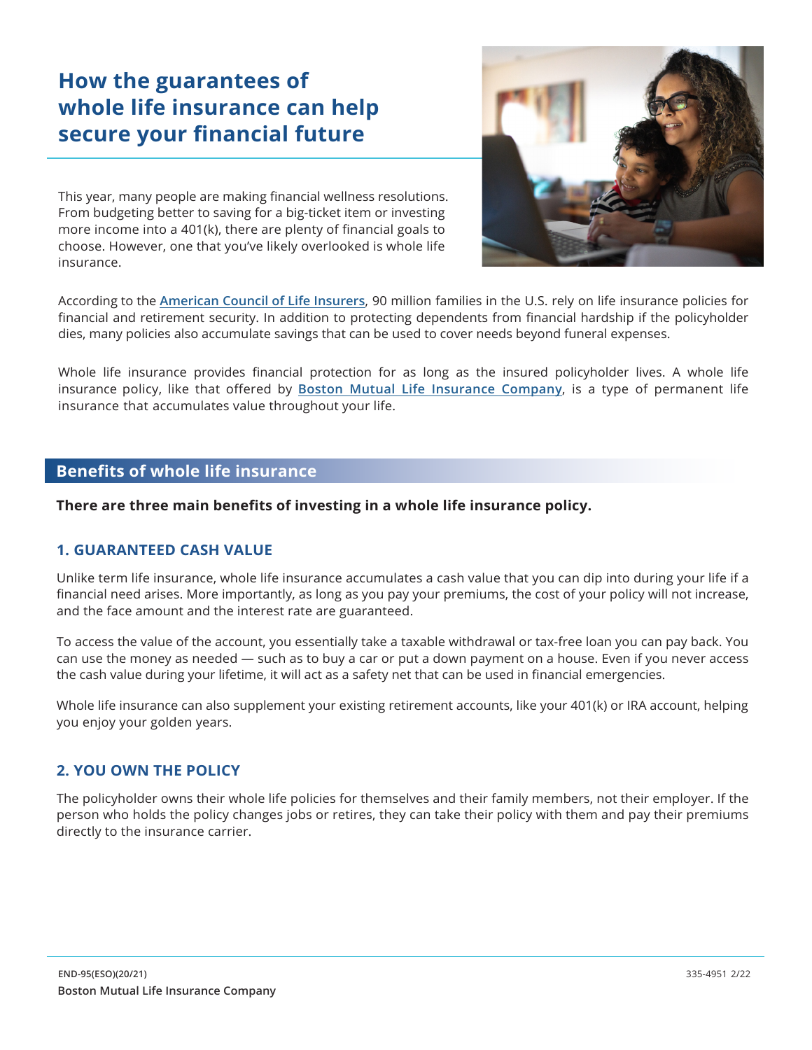# How the guarantees of whole life insurance can help secure your financial future

This year, many people are making financial wellness resolutions. From budgeting better to saving for a big-ticket item or investing more income into a 401(k), there are plenty of financial goals to choose. However, one that you've likely overlooked is whole life insurance.

According to the American Council of Life Insurers, 90 million families in the U.S. rely on life insurance policies for financial and retirement security. In addition to protecting dependents from financial hardship if the policyholder dies, many policies also accumulate savings that can be used to cover needs beyond funeral expenses.

Whole life insurance provides financial protection for as long as the insured policyholder lives. A whole life insurance policy, like that offered by Boston Mutual Life Insurance Company, is a type of permanent life insurance that accumulates value throughout your life.

## Benefits of whole life insurance

**There are three main benefits of investing in a whole life insurance policy.**

### 1. GUARANTEED CASH VALUE

Unlike term life insurance, whole life insurance accumulates a cash value that you can dip into during your life if a financial need arises. More importantly, as long as you pay your premiums, the cost of your policy will not increase, and the face amount and the interest rate are guaranteed.

To access the value of the account, you essentially take a taxable withdrawal or tax-free loan you can pay back. You can use the money as needed — such as to buy a car or put a down payment on a house. Even if you never access the cash value during your lifetime, it will act as a safety net that can be used in financial emergencies.

Whole life insurance can also supplement your existing retirement accounts, like your 401(k) or IRA account, helping you enjoy your golden years.

### 2. YOU OWN THE POLICY

The policyholder owns their whole life policies for themselves and their family members, not their employer. If the person who holds the policy changes jobs or retires, they can take their policy with them and pay their premiums directly to the insurance carrier.

END-95(ESO)(20/21)

Boston Mutual Life Insurance Company

335-4951 2/22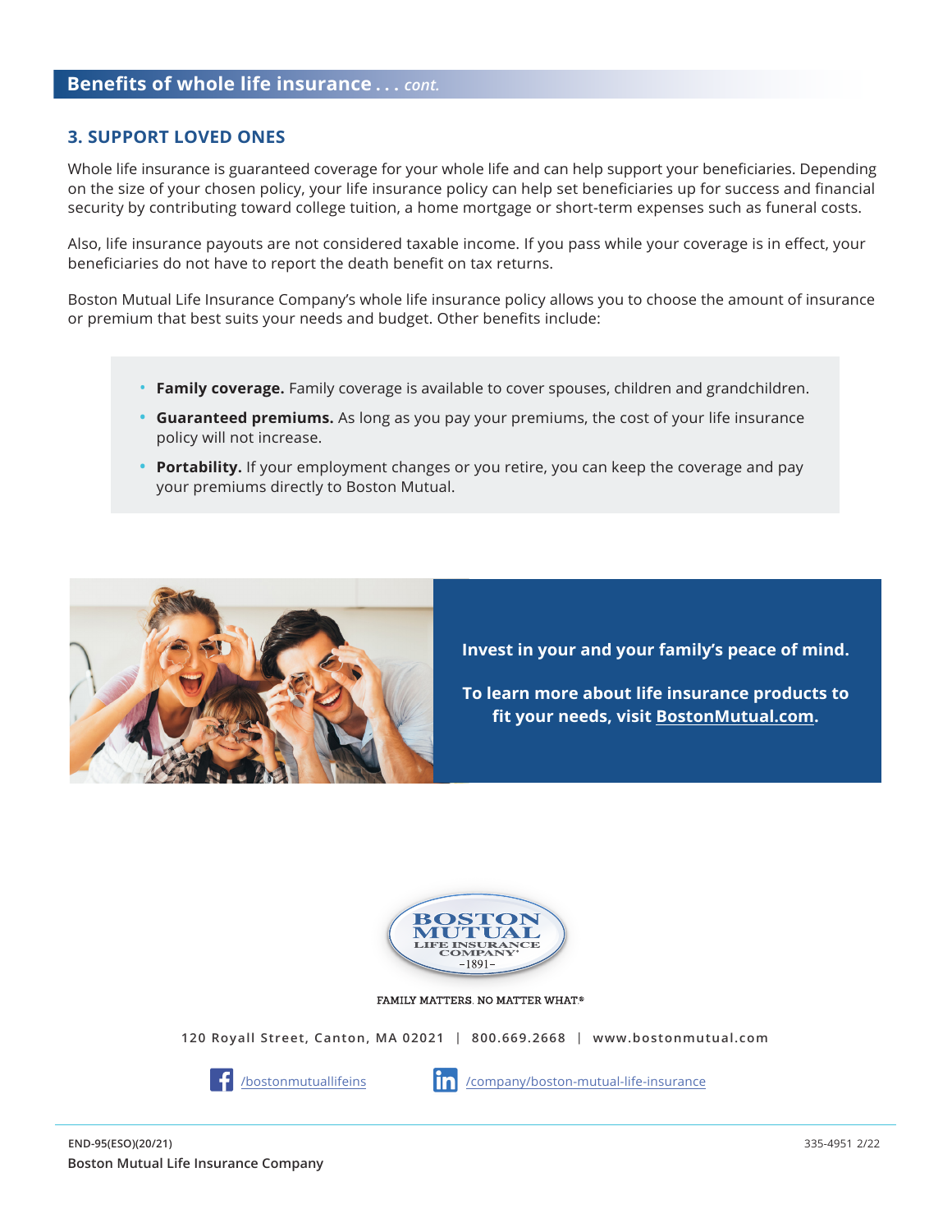## Benefits of whole life insurance . . . *cont.*

### 3. SUPPORT LOVED ONES

Whole life insurance is guaranteed coverage for your whole life and can help support your beneficiaries. Depending on the size of your chosen policy, your life insurance policy can help set beneficiaries up for success and financial security by contributing toward college tuition, a home mortgage or short-term expenses such as funeral costs.

Also, life insurance payouts are not considered taxable income. If you pass while your coverage is in effect, your beneficiaries do not have to report the death benefit on tax returns.

Boston Mutual Life Insurance Company's whole life insurance policy allows you to choose the amount of insurance or premium that best suits your needs and budget. Other benefits include:

- **Family coverage.** Family coverage is available to cover spouses, children and grandchildren.
- **Guaranteed premiums.** As long as you pay your premiums, the cost of your life insurance policy will not increase.
- **Portability.** If your employment changes or you retire, you can keep the coverage and pay your premiums directly to Boston Mutual.

**Invest in your and your family's peace of mind.**

**To learn more about life insurance products to fit your needs, visit BostonMutual.com.**

BOSTON MUTUAL LIFE INSURANCE COMPANY –1891–

FAMILY MATTERS. NO MATTER WHAT.®

120 Royall Street, Canton, MA 02021 | 800.669.2668 | www.bostonmutual.com

/bostonmutuallifeins

/company/boston-mutual-life-insurance

END-95(ESO)(20/21)

Boston Mutual Life Insurance Company

335-4951 2/22